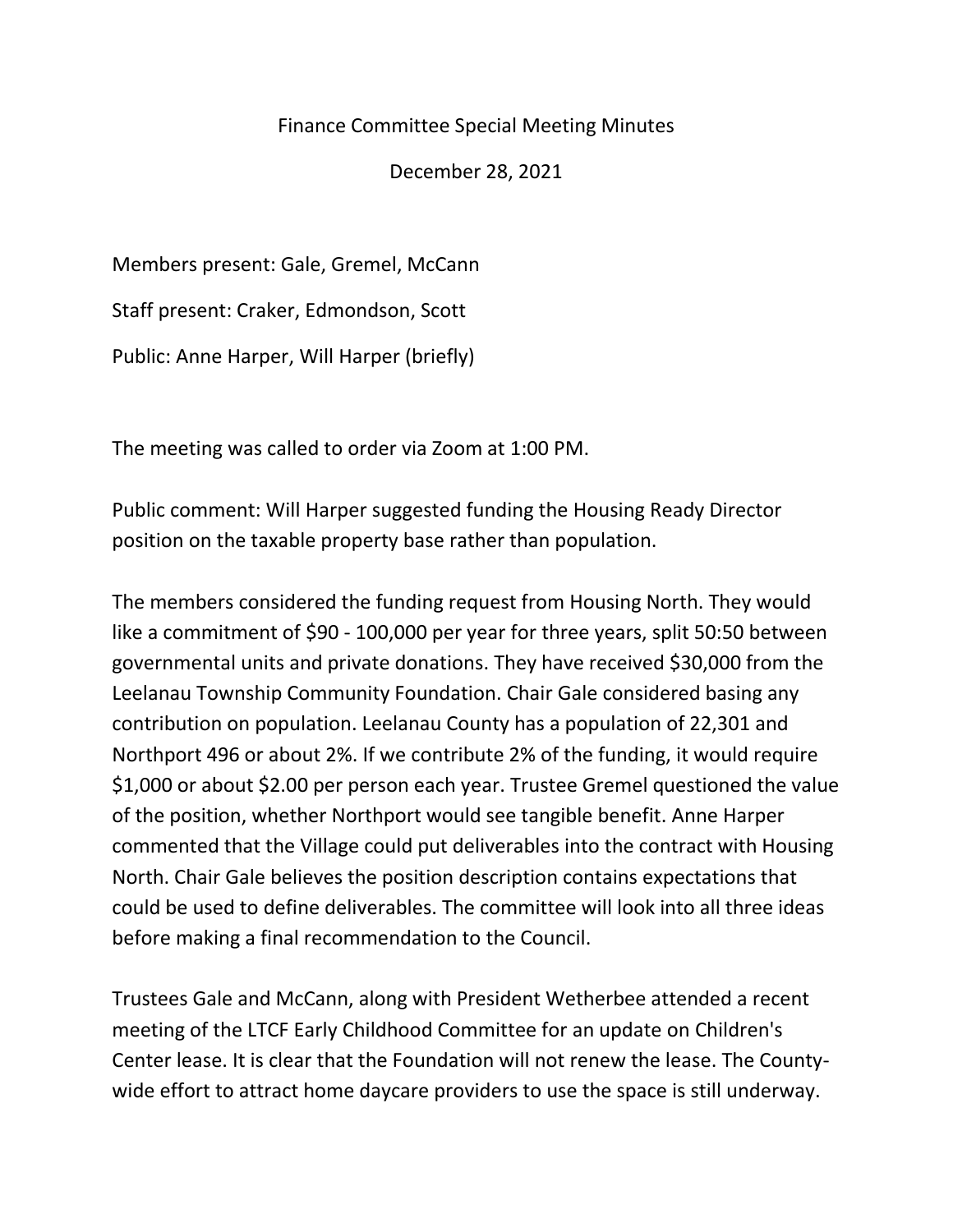Finance Committee Special Meeting Minutes

December 28, 2021

Members present: Gale, Gremel, McCann

Staff present: Craker, Edmondson, Scott

Public: Anne Harper, Will Harper (briefly)

The meeting was called to order via Zoom at 1:00 PM.

Public comment: Will Harper suggested funding the Housing Ready Director position on the taxable property base rather than population.

The members considered the funding request from Housing North. They would like a commitment of $90 - 100,000 per year for three years, split 50:50 between governmental units and private donations. They have received $30,000 from the Leelanau Township Community Foundation. Chair Gale considered basing any contribution on population. Leelanau County has a population of 22,301 and Northport 496 or about 2%. If we contribute 2% of the funding, it would require $1,000 or about $2.00 per person each year. Trustee Gremel questioned the value of the position, whether Northport would see tangible benefit. Anne Harper commented that the Village could put deliverables into the contract with Housing North. Chair Gale believes the position description contains expectations that could be used to define deliverables. The committee will look into all three ideas before making a final recommendation to the Council.

Trustees Gale and McCann, along with President Wetherbee attended a recent meeting of the LTCF Early Childhood Committee for an update on Children's Center lease. It is clear that the Foundation will not renew the lease. The County-wide effort to attract home daycare providers to use the space is still underway.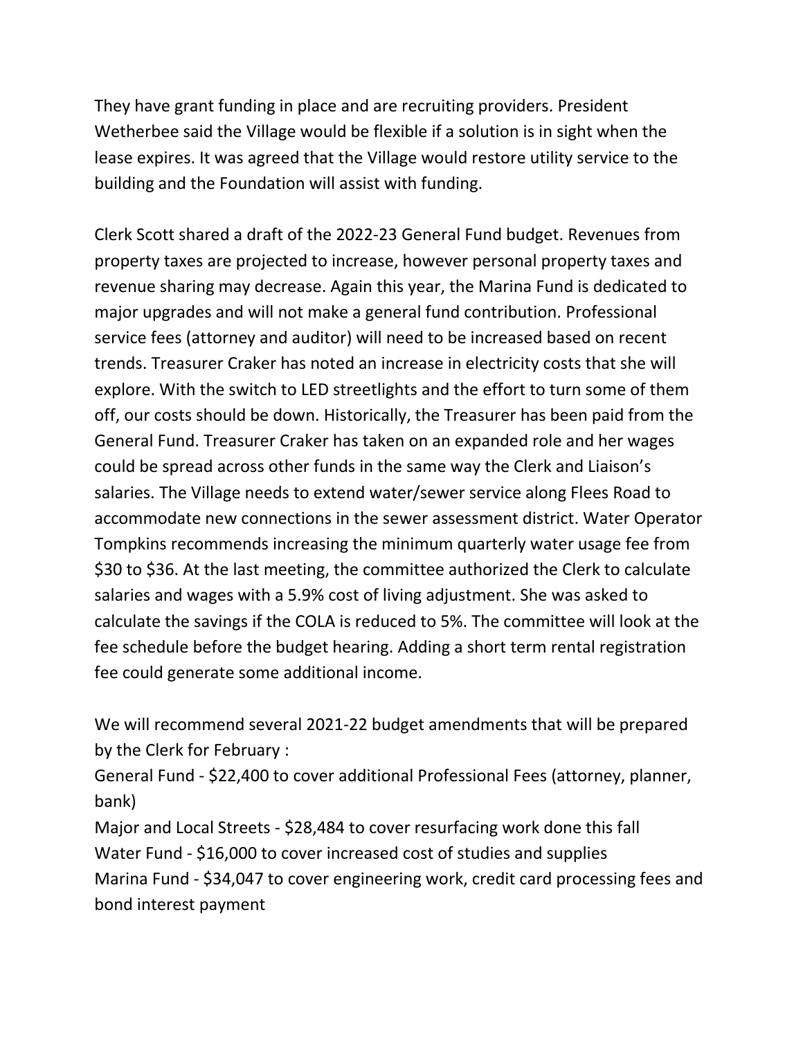They have grant funding in place and are recruiting providers. President Wetherbee said the Village would be flexible if a solution is in sight when the lease expires. It was agreed that the Village would restore utility service to the building and the Foundation will assist with funding.

Clerk Scott shared a draft of the 2022-23 General Fund budget. Revenues from property taxes are projected to increase, however personal property taxes and revenue sharing may decrease. Again this year, the Marina Fund is dedicated to major upgrades and will not make a general fund contribution. Professional service fees (attorney and auditor) will need to be increased based on recent trends. Treasurer Craker has noted an increase in electricity costs that she will explore. With the switch to LED streetlights and the effort to turn some of them off, our costs should be down. Historically, the Treasurer has been paid from the General Fund. Treasurer Craker has taken on an expanded role and her wages could be spread across other funds in the same way the Clerk and Liaison's salaries. The Village needs to extend water/sewer service along Flees Road to accommodate new connections in the sewer assessment district. Water Operator Tompkins recommends increasing the minimum quarterly water usage fee from $30 to $36. At the last meeting, the committee authorized the Clerk to calculate salaries and wages with a 5.9% cost of living adjustment. She was asked to calculate the savings if the COLA is reduced to 5%. The committee will look at the fee schedule before the budget hearing. Adding a short term rental registration fee could generate some additional income.

We will recommend several 2021-22 budget amendments that will be prepared by the Clerk for February :

General Fund - $22,400 to cover additional Professional Fees (attorney, planner, bank)

Major and Local Streets - $28,484 to cover resurfacing work done this fall

Water Fund - $16,000 to cover increased cost of studies and supplies

Marina Fund - $34,047 to cover engineering work, credit card processing fees and bond interest payment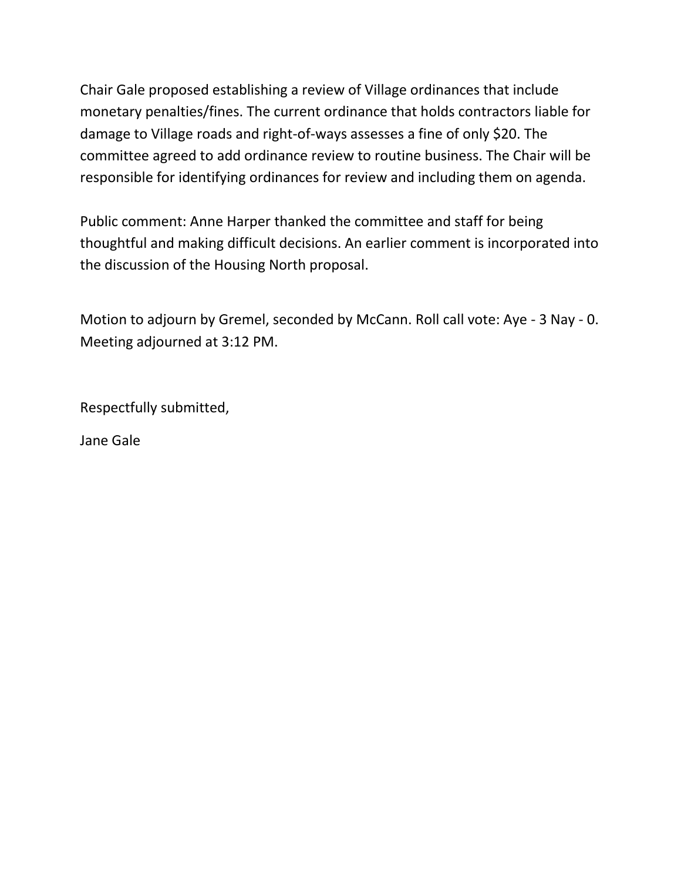Chair Gale proposed establishing a review of Village ordinances that include monetary penalties/fines. The current ordinance that holds contractors liable for damage to Village roads and right-of-ways assesses a fine of only $20. The committee agreed to add ordinance review to routine business. The Chair will be responsible for identifying ordinances for review and including them on agenda.

Public comment: Anne Harper thanked the committee and staff for being thoughtful and making difficult decisions. An earlier comment is incorporated into the discussion of the Housing North proposal.

Motion to adjourn by Gremel, seconded by McCann. Roll call vote: Aye - 3 Nay - 0. Meeting adjourned at 3:12 PM.

Respectfully submitted,

Jane Gale